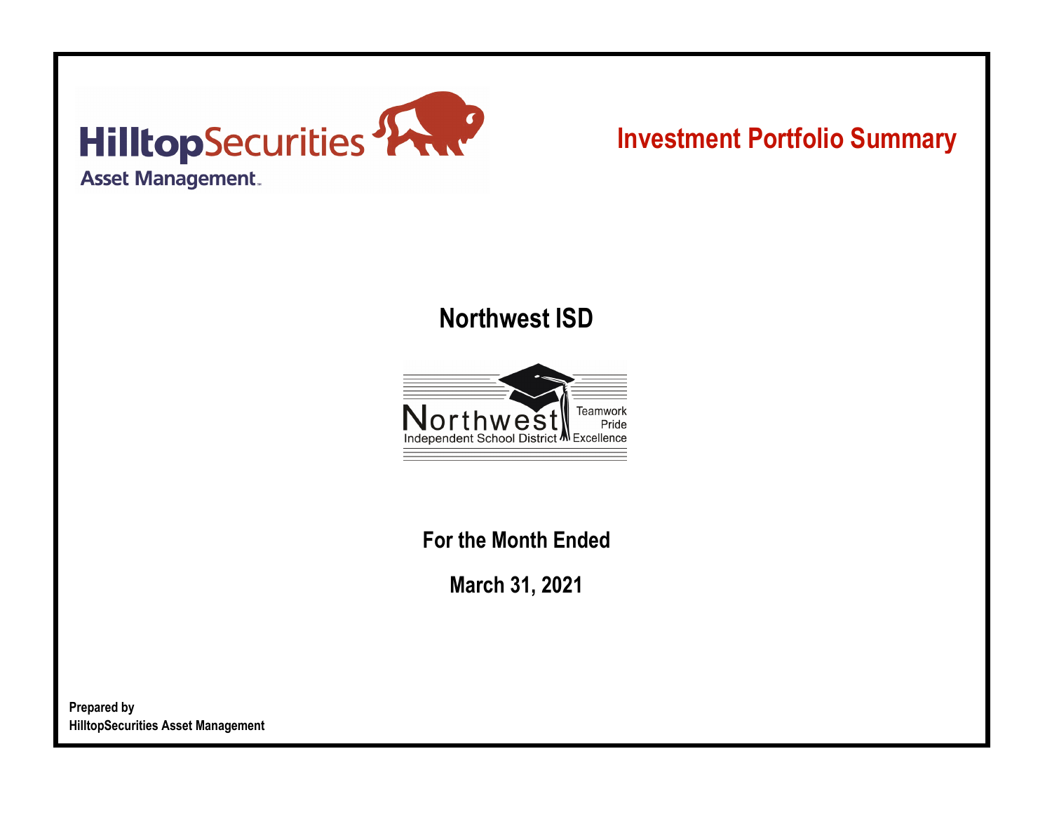HilltopSecurities Asset Management

# Investment Portfolio Summary

## Northwest ISD

Northwest Independent School District — Teamwork Pride Excellence

**For the Month Ended**

**March 31, 2021**

**Prepared by**
**HilltopSecurities Asset Management**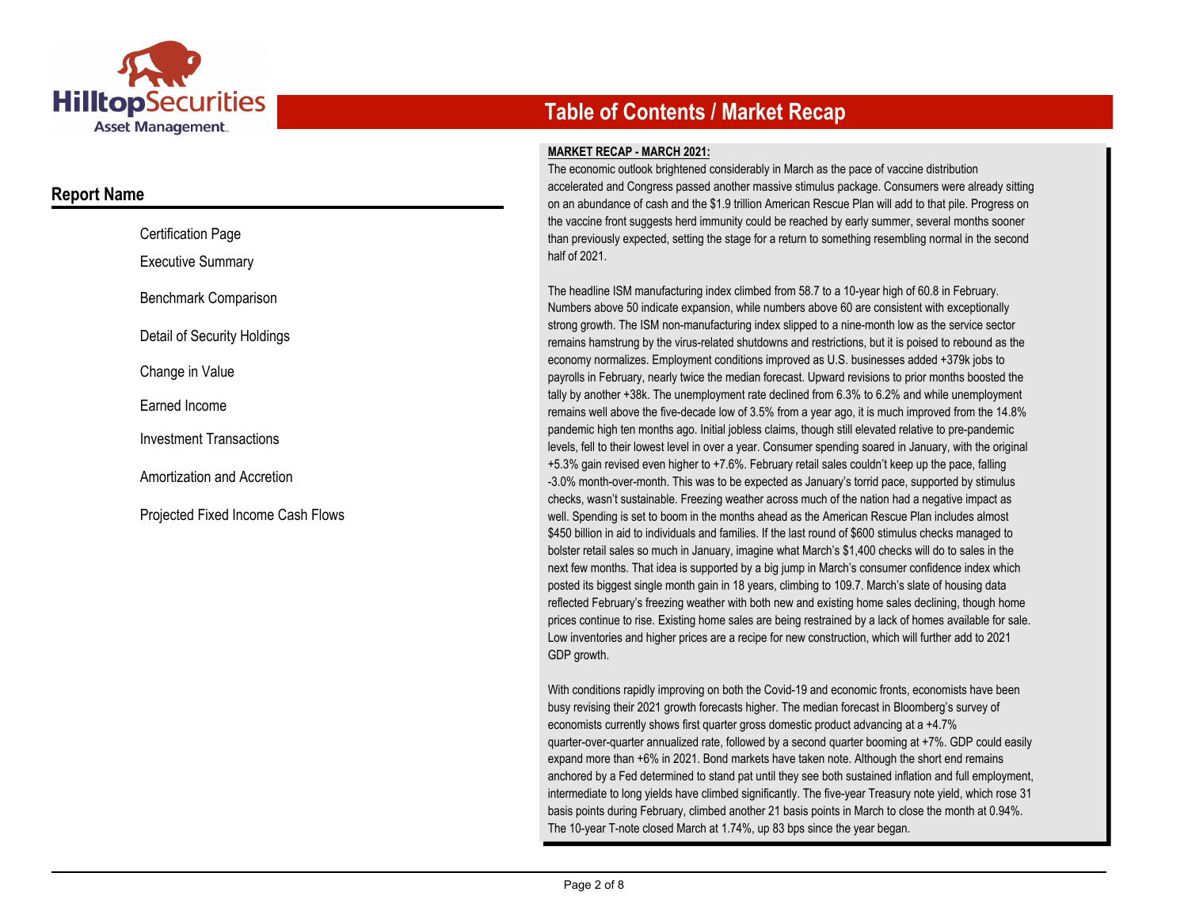# Table of Contents / Market Recap

## Report Name

- Certification Page
- Executive Summary
- Benchmark Comparison
- Detail of Security Holdings
- Change in Value
- Earned Income
- Investment Transactions
- Amortization and Accretion
- Projected Fixed Income Cash Flows

**MARKET RECAP - MARCH 2021:**

The economic outlook brightened considerably in March as the pace of vaccine distribution accelerated and Congress passed another massive stimulus package. Consumers were already sitting on an abundance of cash and the $1.9 trillion American Rescue Plan will add to that pile. Progress on the vaccine front suggests herd immunity could be reached by early summer, several months sooner than previously expected, setting the stage for a return to something resembling normal in the second half of 2021.

The headline ISM manufacturing index climbed from 58.7 to a 10-year high of 60.8 in February. Numbers above 50 indicate expansion, while numbers above 60 are consistent with exceptionally strong growth. The ISM non-manufacturing index slipped to a nine-month low as the service sector remains hamstrung by the virus-related shutdowns and restrictions, but it is poised to rebound as the economy normalizes. Employment conditions improved as U.S. businesses added +379k jobs to payrolls in February, nearly twice the median forecast. Upward revisions to prior months boosted the tally by another +38k. The unemployment rate declined from 6.3% to 6.2% and while unemployment remains well above the five-decade low of 3.5% from a year ago, it is much improved from the 14.8% pandemic high ten months ago. Initial jobless claims, though still elevated relative to pre-pandemic levels, fell to their lowest level in over a year. Consumer spending soared in January, with the original +5.3% gain revised even higher to +7.6%. February retail sales couldn't keep up the pace, falling -3.0% month-over-month. This was to be expected as January's torrid pace, supported by stimulus checks, wasn't sustainable. Freezing weather across much of the nation had a negative impact as well. Spending is set to boom in the months ahead as the American Rescue Plan includes almost $450 billion in aid to individuals and families. If the last round of $600 stimulus checks managed to bolster retail sales so much in January, imagine what March's $1,400 checks will do to sales in the next few months. That idea is supported by a big jump in March's consumer confidence index which posted its biggest single month gain in 18 years, climbing to 109.7. March's slate of housing data reflected February's freezing weather with both new and existing home sales declining, though home prices continue to rise. Existing home sales are being restrained by a lack of homes available for sale. Low inventories and higher prices are a recipe for new construction, which will further add to 2021 GDP growth.

With conditions rapidly improving on both the Covid-19 and economic fronts, economists have been busy revising their 2021 growth forecasts higher. The median forecast in Bloomberg's survey of economists currently shows first quarter gross domestic product advancing at a +4.7% quarter-over-quarter annualized rate, followed by a second quarter booming at +7%. GDP could easily expand more than +6% in 2021. Bond markets have taken note. Although the short end remains anchored by a Fed determined to stand pat until they see both sustained inflation and full employment, intermediate to long yields have climbed significantly. The five-year Treasury note yield, which rose 31 basis points during February, climbed another 21 basis points in March to close the month at 0.94%. The 10-year T-note closed March at 1.74%, up 83 bps since the year began.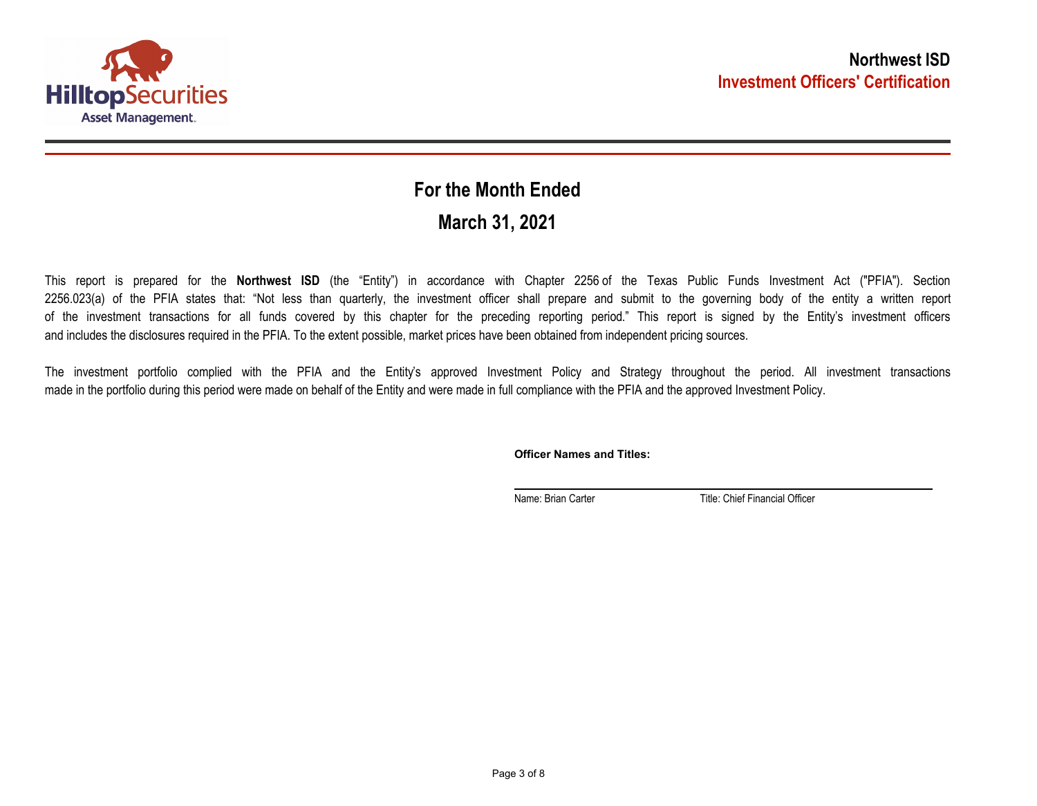**Northwest ISD**
**Investment Officers' Certification**

## For the Month Ended

## March 31, 2021

This report is prepared for the **Northwest ISD** (the "Entity") in accordance with Chapter 2256 of the Texas Public Funds Investment Act ("PFIA"). Section 2256.023(a) of the PFIA states that: "Not less than quarterly, the investment officer shall prepare and submit to the governing body of the entity a written report of the investment transactions for all funds covered by this chapter for the preceding reporting period." This report is signed by the Entity's investment officers and includes the disclosures required in the PFIA. To the extent possible, market prices have been obtained from independent pricing sources.

The investment portfolio complied with the PFIA and the Entity's approved Investment Policy and Strategy throughout the period. All investment transactions made in the portfolio during this period were made on behalf of the Entity and were made in full compliance with the PFIA and the approved Investment Policy.

**Officer Names and Titles:**

Name: Brian Carter    Title: Chief Financial Officer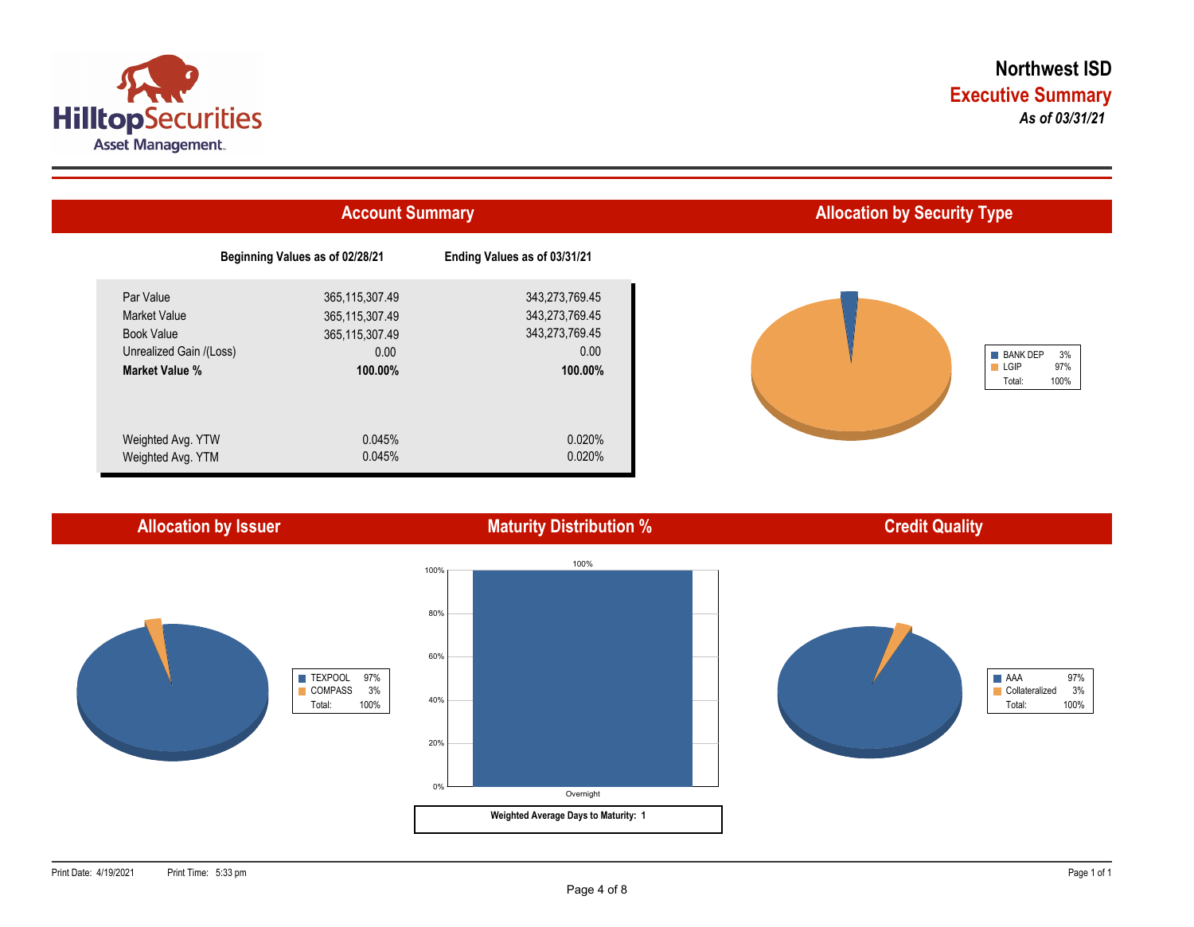# Northwest ISD

## Executive Summary

*As of 03/31/21*

## Account Summary

| | Beginning Values as of 02/28/21 | Ending Values as of 03/31/21 |
|---|---|---|
| Par Value | 365,115,307.49 | 343,273,769.45 |
| Market Value | 365,115,307.49 | 343,273,769.45 |
| Book Value | 365,115,307.49 | 343,273,769.45 |
| Unrealized Gain /(Loss) | 0.00 | 0.00 |
| **Market Value %** | **100.00%** | **100.00%** |
| Weighted Avg. YTW | 0.045% | 0.020% |
| Weighted Avg. YTM | 0.045% | 0.020% |

## Allocation by Security Type

| | |
|---|---|
| BANK DEP | 3% |
| LGIP | 97% |
| Total: | 100% |

## Allocation by Issuer

| | |
|---|---|
| TEXPOOL | 97% |
| COMPASS | 3% |
| Total: | 100% |

## Maturity Distribution %

| Maturity | % |
|---|---|
| Overnight | 100% |

**Weighted Average Days to Maturity: 1**

## Credit Quality

| | |
|---|---|
| AAA | 97% |
| Collateralized | 3% |
| Total: | 100% |

Print Date: 4/19/2021 Print Time: 5:33 pm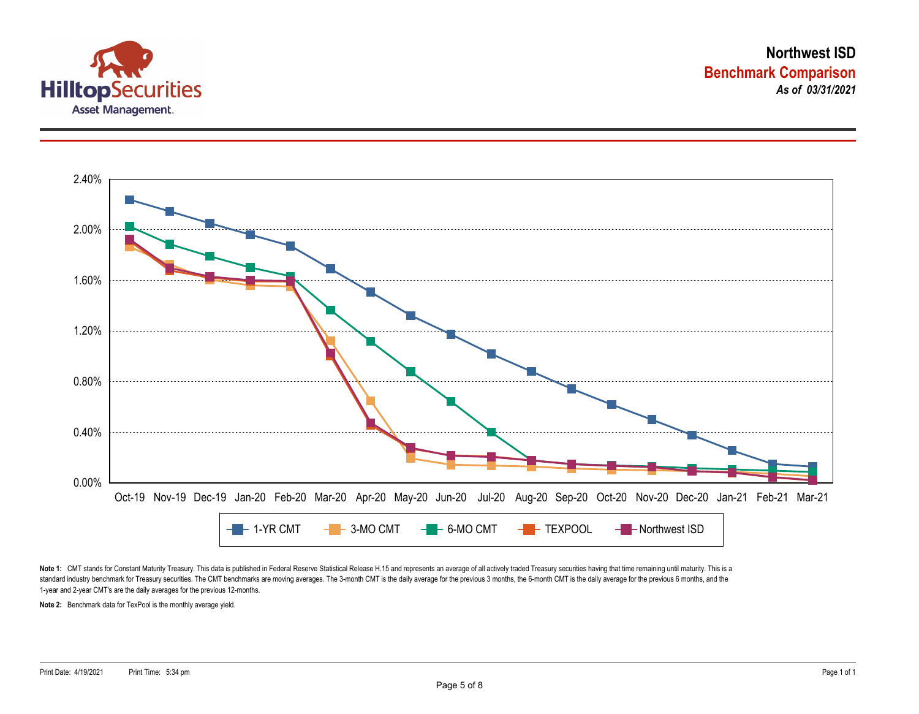# Northwest ISD

## Benchmark Comparison

***As of 03/31/2021***

2.40%
2.00%
1.60%
1.20%
0.80%
0.40%
0.00%

Oct-19 Nov-19 Dec-19 Jan-20 Feb-20 Mar-20 Apr-20 May-20 Jun-20 Jul-20 Aug-20 Sep-20 Oct-20 Nov-20 Dec-20 Jan-21 Feb-21 Mar-21

1-YR CMT — 3-MO CMT — 6-MO CMT — TEXPOOL — Northwest ISD

**Note 1:** CMT stands for Constant Maturity Treasury. This data is published in Federal Reserve Statistical Release H.15 and represents an average of all actively traded Treasury securities having that time remaining until maturity. This is a standard industry benchmark for Treasury securities. The CMT benchmarks are moving averages. The 3-month CMT is the daily average for the previous 3 months, the 6-month CMT is the daily average for the previous 6 months, and the 1-year and 2-year CMT's are the daily averages for the previous 12-months.

**Note 2:** Benchmark data for TexPool is the monthly average yield.

Print Date: 4/19/2021 Print Time: 5:34 pm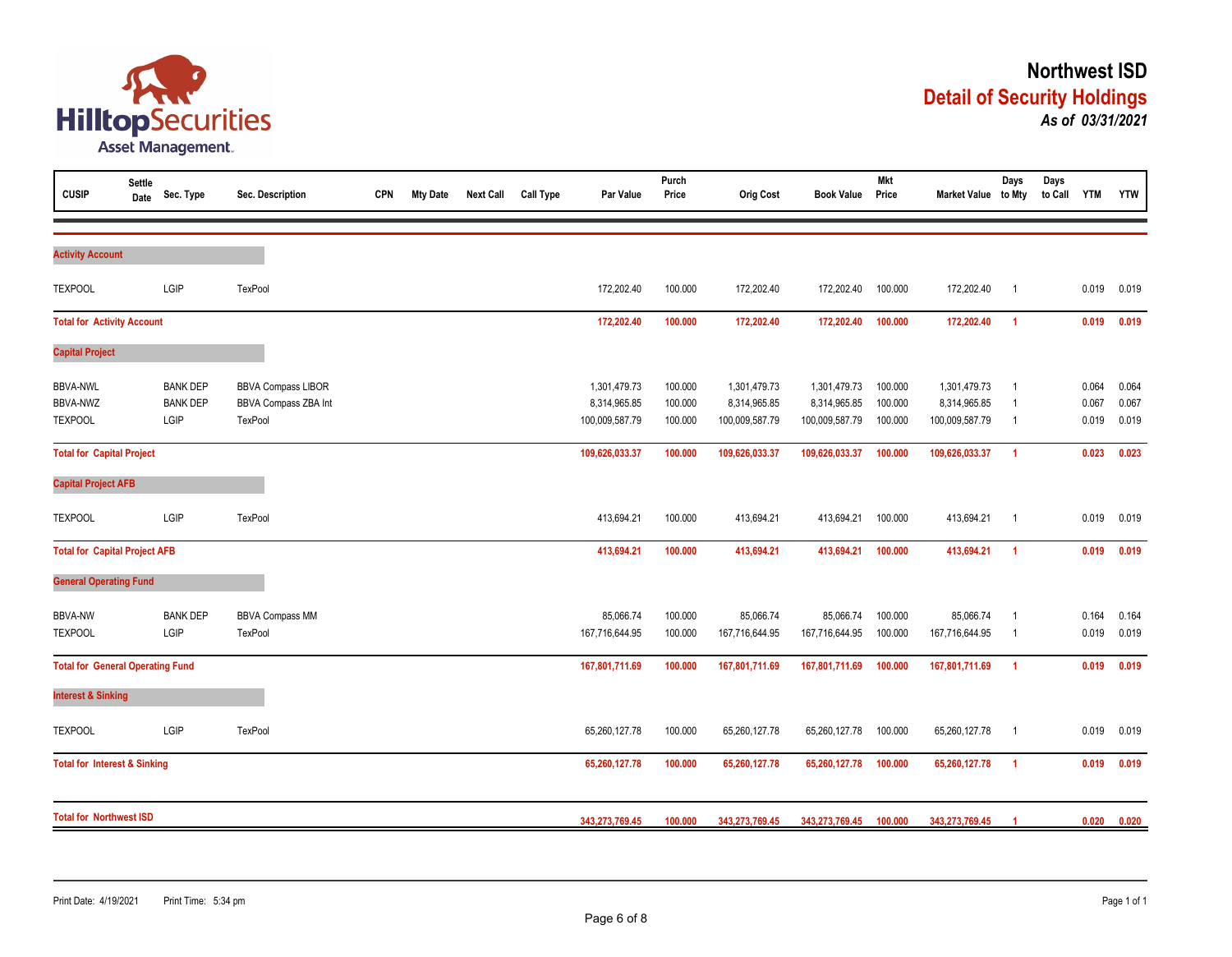# Northwest ISD

## Detail of Security Holdings

***As of 03/31/2021***

| CUSIP | Settle Date | Sec. Type | Sec. Description | CPN | Mty Date | Next Call | Call Type | Par Value | Purch Price | Orig Cost | Book Value | Mkt Price | Market Value | Days to Mty | Days to Call | YTM | YTW |
|---|---|---|---|---|---|---|---|---|---|---|---|---|---|---|---|---|---|
| **Activity Account** | | | | | | | | | | | | | | | | | |
| TEXPOOL | | LGIP | TexPool | | | | | 172,202.40 | 100.000 | 172,202.40 | 172,202.40 | 100.000 | 172,202.40 | 1 | | 0.019 | 0.019 |
| **Total for Activity Account** | | | | | | | | **172,202.40** | **100.000** | **172,202.40** | **172,202.40** | **100.000** | **172,202.40** | **1** | | **0.019** | **0.019** |
| **Capital Project** | | | | | | | | | | | | | | | | | |
| BBVA-NWL | | BANK DEP | BBVA Compass LIBOR | | | | | 1,301,479.73 | 100.000 | 1,301,479.73 | 1,301,479.73 | 100.000 | 1,301,479.73 | 1 | | 0.064 | 0.064 |
| BBVA-NWZ | | BANK DEP | BBVA Compass ZBA Int | | | | | 8,314,965.85 | 100.000 | 8,314,965.85 | 8,314,965.85 | 100.000 | 8,314,965.85 | 1 | | 0.067 | 0.067 |
| TEXPOOL | | LGIP | TexPool | | | | | 100,009,587.79 | 100.000 | 100,009,587.79 | 100,009,587.79 | 100.000 | 100,009,587.79 | 1 | | 0.019 | 0.019 |
| **Total for Capital Project** | | | | | | | | **109,626,033.37** | **100.000** | **109,626,033.37** | **109,626,033.37** | **100.000** | **109,626,033.37** | **1** | | **0.023** | **0.023** |
| **Capital Project AFB** | | | | | | | | | | | | | | | | | |
| TEXPOOL | | LGIP | TexPool | | | | | 413,694.21 | 100.000 | 413,694.21 | 413,694.21 | 100.000 | 413,694.21 | 1 | | 0.019 | 0.019 |
| **Total for Capital Project AFB** | | | | | | | | **413,694.21** | **100.000** | **413,694.21** | **413,694.21** | **100.000** | **413,694.21** | **1** | | **0.019** | **0.019** |
| **General Operating Fund** | | | | | | | | | | | | | | | | | |
| BBVA-NW | | BANK DEP | BBVA Compass MM | | | | | 85,066.74 | 100.000 | 85,066.74 | 85,066.74 | 100.000 | 85,066.74 | 1 | | 0.164 | 0.164 |
| TEXPOOL | | LGIP | TexPool | | | | | 167,716,644.95 | 100.000 | 167,716,644.95 | 167,716,644.95 | 100.000 | 167,716,644.95 | 1 | | 0.019 | 0.019 |
| **Total for General Operating Fund** | | | | | | | | **167,801,711.69** | **100.000** | **167,801,711.69** | **167,801,711.69** | **100.000** | **167,801,711.69** | **1** | | **0.019** | **0.019** |
| **Interest & Sinking** | | | | | | | | | | | | | | | | | |
| TEXPOOL | | LGIP | TexPool | | | | | 65,260,127.78 | 100.000 | 65,260,127.78 | 65,260,127.78 | 100.000 | 65,260,127.78 | 1 | | 0.019 | 0.019 |
| **Total for Interest & Sinking** | | | | | | | | **65,260,127.78** | **100.000** | **65,260,127.78** | **65,260,127.78** | **100.000** | **65,260,127.78** | **1** | | **0.019** | **0.019** |
| **Total for Northwest ISD** | | | | | | | | **343,273,769.45** | **100.000** | **343,273,769.45** | **343,273,769.45** | **100.000** | **343,273,769.45** | **1** | | **0.020** | **0.020** |

Print Date: 4/19/2021 Print Time: 5:34 pm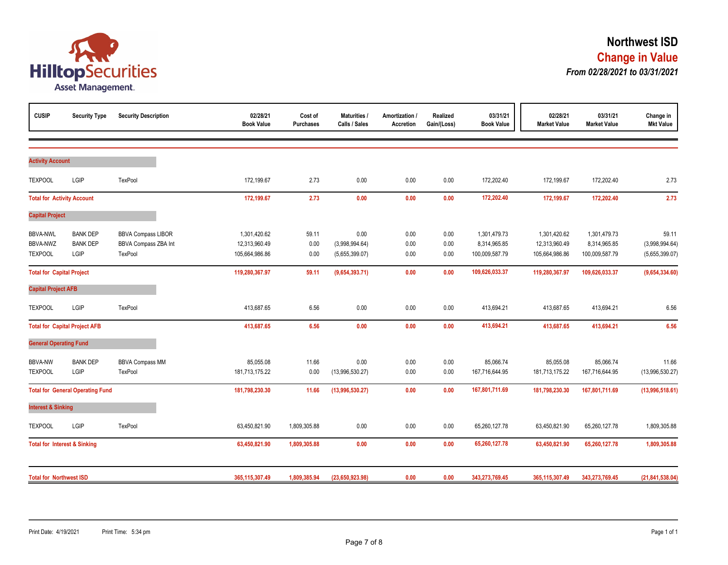# Northwest ISD

## Change in Value

### *From 02/28/2021 to 03/31/2021*

| CUSIP | Security Type | Security Description | 02/28/21 Book Value | Cost of Purchases | Maturities / Calls / Sales | Amortization / Accretion | Realized Gain/(Loss) | 03/31/21 Book Value | 02/28/21 Market Value | 03/31/21 Market Value | Change in Mkt Value |
|---|---|---|---|---|---|---|---|---|---|---|---|
| **Activity Account** | | | | | | | | | | | |
| TEXPOOL | LGIP | TexPool | 172,199.67 | 2.73 | 0.00 | 0.00 | 0.00 | 172,202.40 | 172,199.67 | 172,202.40 | 2.73 |
| **Total for Activity Account** | | | **172,199.67** | **2.73** | **0.00** | **0.00** | **0.00** | **172,202.40** | **172,199.67** | **172,202.40** | **2.73** |
| **Capital Project** | | | | | | | | | | | |
| BBVA-NWL | BANK DEP | BBVA Compass LIBOR | 1,301,420.62 | 59.11 | 0.00 | 0.00 | 0.00 | 1,301,479.73 | 1,301,420.62 | 1,301,479.73 | 59.11 |
| BBVA-NWZ | BANK DEP | BBVA Compass ZBA Int | 12,313,960.49 | 0.00 | (3,998,994.64) | 0.00 | 0.00 | 8,314,965.85 | 12,313,960.49 | 8,314,965.85 | (3,998,994.64) |
| TEXPOOL | LGIP | TexPool | 105,664,986.86 | 0.00 | (5,655,399.07) | 0.00 | 0.00 | 100,009,587.79 | 105,664,986.86 | 100,009,587.79 | (5,655,399.07) |
| **Total for Capital Project** | | | **119,280,367.97** | **59.11** | **(9,654,393.71)** | **0.00** | **0.00** | **109,626,033.37** | **119,280,367.97** | **109,626,033.37** | **(9,654,334.60)** |
| **Capital Project AFB** | | | | | | | | | | | |
| TEXPOOL | LGIP | TexPool | 413,687.65 | 6.56 | 0.00 | 0.00 | 0.00 | 413,694.21 | 413,687.65 | 413,694.21 | 6.56 |
| **Total for Capital Project AFB** | | | **413,687.65** | **6.56** | **0.00** | **0.00** | **0.00** | **413,694.21** | **413,687.65** | **413,694.21** | **6.56** |
| **General Operating Fund** | | | | | | | | | | | |
| BBVA-NW | BANK DEP | BBVA Compass MM | 85,055.08 | 11.66 | 0.00 | 0.00 | 0.00 | 85,066.74 | 85,055.08 | 85,066.74 | 11.66 |
| TEXPOOL | LGIP | TexPool | 181,713,175.22 | 0.00 | (13,996,530.27) | 0.00 | 0.00 | 167,716,644.95 | 181,713,175.22 | 167,716,644.95 | (13,996,530.27) |
| **Total for General Operating Fund** | | | **181,798,230.30** | **11.66** | **(13,996,530.27)** | **0.00** | **0.00** | **167,801,711.69** | **181,798,230.30** | **167,801,711.69** | **(13,996,518.61)** |
| **Interest & Sinking** | | | | | | | | | | | |
| TEXPOOL | LGIP | TexPool | 63,450,821.90 | 1,809,305.88 | 0.00 | 0.00 | 0.00 | 65,260,127.78 | 63,450,821.90 | 65,260,127.78 | 1,809,305.88 |
| **Total for Interest & Sinking** | | | **63,450,821.90** | **1,809,305.88** | **0.00** | **0.00** | **0.00** | **65,260,127.78** | **63,450,821.90** | **65,260,127.78** | **1,809,305.88** |
| **Total for Northwest ISD** | | | **365,115,307.49** | **1,809,385.94** | **(23,650,923.98)** | **0.00** | **0.00** | **343,273,769.45** | **365,115,307.49** | **343,273,769.45** | **(21,841,538.04)** |

Print Date: 4/19/2021 Print Time: 5:34 pm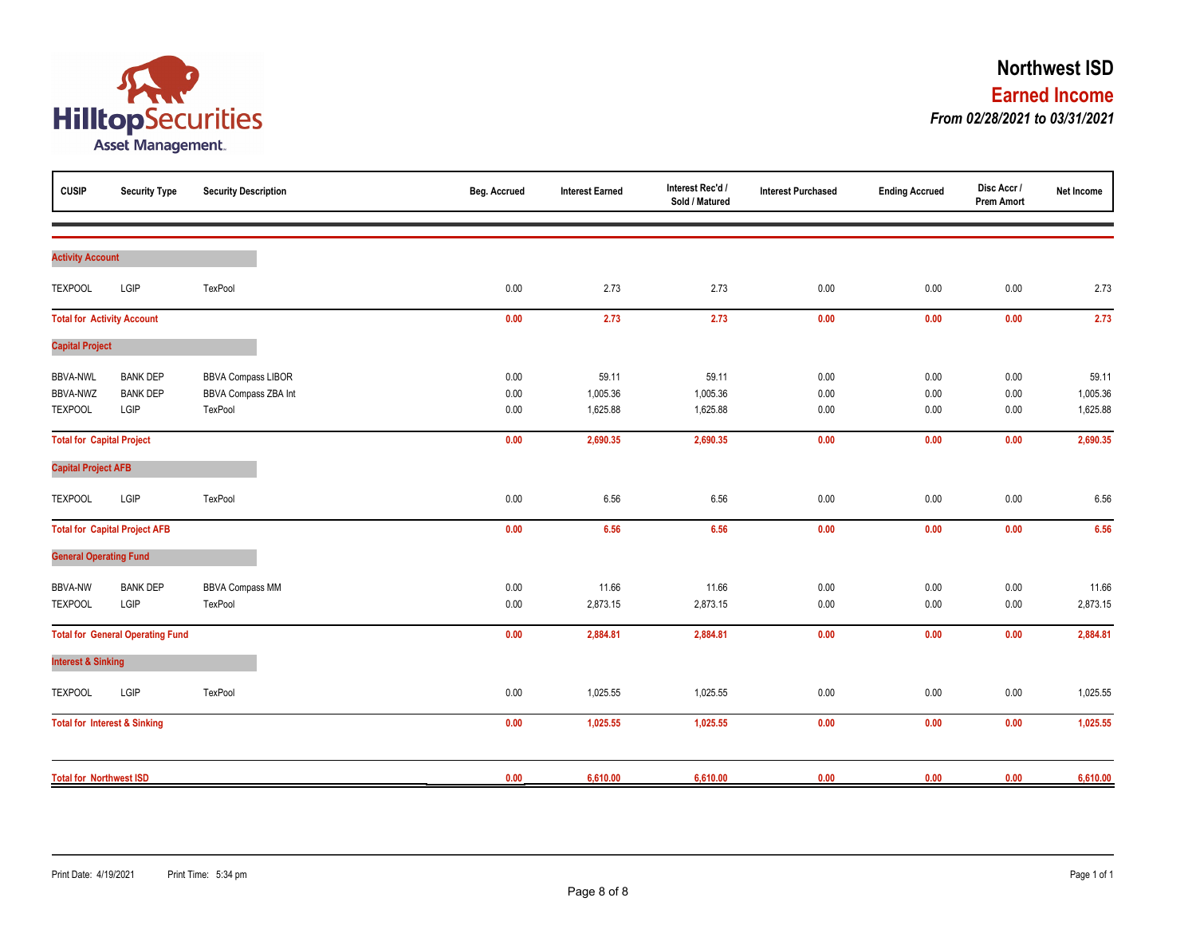# Northwest ISD

## Earned Income

***From 02/28/2021 to 03/31/2021***

| CUSIP | Security Type | Security Description | Beg. Accrued | Interest Earned | Interest Rec'd / Sold / Matured | Interest Purchased | Ending Accrued | Disc Accr / Prem Amort | Net Income |
|---|---|---|---|---|---|---|---|---|---|
| **Activity Account** | | | | | | | | | |
| TEXPOOL | LGIP | TexPool | 0.00 | 2.73 | 2.73 | 0.00 | 0.00 | 0.00 | 2.73 |
| **Total for Activity Account** | | | **0.00** | **2.73** | **2.73** | **0.00** | **0.00** | **0.00** | **2.73** |
| **Capital Project** | | | | | | | | | |
| BBVA-NWL | BANK DEP | BBVA Compass LIBOR | 0.00 | 59.11 | 59.11 | 0.00 | 0.00 | 0.00 | 59.11 |
| BBVA-NWZ | BANK DEP | BBVA Compass ZBA Int | 0.00 | 1,005.36 | 1,005.36 | 0.00 | 0.00 | 0.00 | 1,005.36 |
| TEXPOOL | LGIP | TexPool | 0.00 | 1,625.88 | 1,625.88 | 0.00 | 0.00 | 0.00 | 1,625.88 |
| **Total for Capital Project** | | | **0.00** | **2,690.35** | **2,690.35** | **0.00** | **0.00** | **0.00** | **2,690.35** |
| **Capital Project AFB** | | | | | | | | | |
| TEXPOOL | LGIP | TexPool | 0.00 | 6.56 | 6.56 | 0.00 | 0.00 | 0.00 | 6.56 |
| **Total for Capital Project AFB** | | | **0.00** | **6.56** | **6.56** | **0.00** | **0.00** | **0.00** | **6.56** |
| **General Operating Fund** | | | | | | | | | |
| BBVA-NW | BANK DEP | BBVA Compass MM | 0.00 | 11.66 | 11.66 | 0.00 | 0.00 | 0.00 | 11.66 |
| TEXPOOL | LGIP | TexPool | 0.00 | 2,873.15 | 2,873.15 | 0.00 | 0.00 | 0.00 | 2,873.15 |
| **Total for General Operating Fund** | | | **0.00** | **2,884.81** | **2,884.81** | **0.00** | **0.00** | **0.00** | **2,884.81** |
| **Interest & Sinking** | | | | | | | | | |
| TEXPOOL | LGIP | TexPool | 0.00 | 1,025.55 | 1,025.55 | 0.00 | 0.00 | 0.00 | 1,025.55 |
| **Total for Interest & Sinking** | | | **0.00** | **1,025.55** | **1,025.55** | **0.00** | **0.00** | **0.00** | **1,025.55** |
| **Total for Northwest ISD** | | | **0.00** | **6,610.00** | **6,610.00** | **0.00** | **0.00** | **0.00** | **6,610.00** |

Print Date: 4/19/2021 Print Time: 5:34 pm